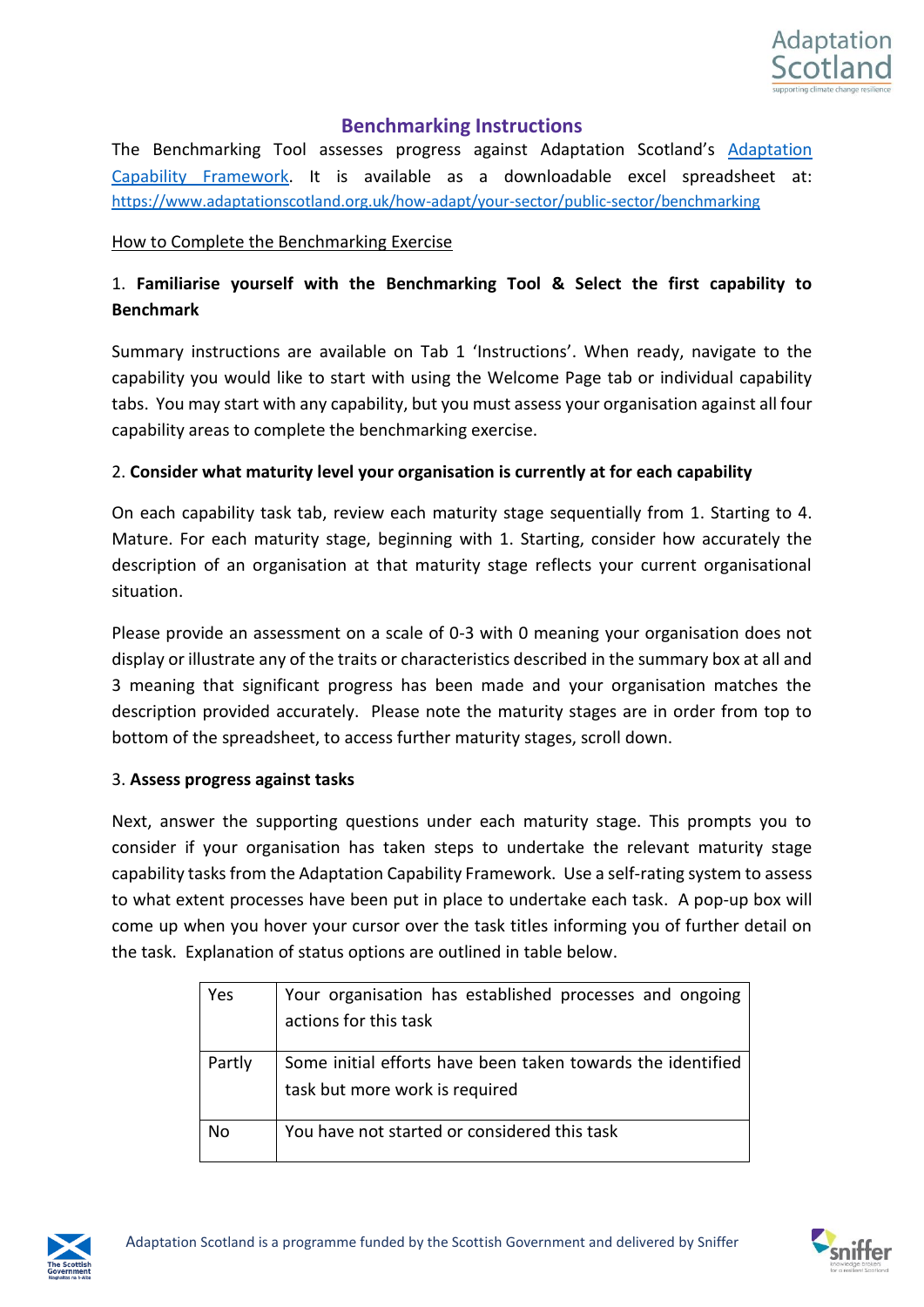# Benchmarking Instructions

The Benchmarking Tool assesses progress against Adaptation Scotland's [Adaptation Capability Framework](). It is available as a downloadable excel spreadsheet at: https://www.adaptationscotland.org.uk/how-adapt/your-sector/public-sector/benchmarking

How to Complete the Benchmarking Exercise

1. **Familiarise yourself with the Benchmarking Tool & Select the first capability to Benchmark**

Summary instructions are available on Tab 1 'Instructions'. When ready, navigate to the capability you would like to start with using the Welcome Page tab or individual capability tabs. You may start with any capability, but you must assess your organisation against all four capability areas to complete the benchmarking exercise.

2. **Consider what maturity level your organisation is currently at for each capability**

On each capability task tab, review each maturity stage sequentially from 1. Starting to 4. Mature. For each maturity stage, beginning with 1. Starting, consider how accurately the description of an organisation at that maturity stage reflects your current organisational situation.

Please provide an assessment on a scale of 0-3 with 0 meaning your organisation does not display or illustrate any of the traits or characteristics described in the summary box at all and 3 meaning that significant progress has been made and your organisation matches the description provided accurately. Please note the maturity stages are in order from top to bottom of the spreadsheet, to access further maturity stages, scroll down.

3. **Assess progress against tasks**

Next, answer the supporting questions under each maturity stage. This prompts you to consider if your organisation has taken steps to undertake the relevant maturity stage capability tasks from the Adaptation Capability Framework. Use a self-rating system to assess to what extent processes have been put in place to undertake each task. A pop-up box will come up when you hover your cursor over the task titles informing you of further detail on the task. Explanation of status options are outlined in table below.

| | |
|---|---|
| Yes | Your organisation has established processes and ongoing actions for this task |
| Partly | Some initial efforts have been taken towards the identified task but more work is required |
| No | You have not started or considered this task |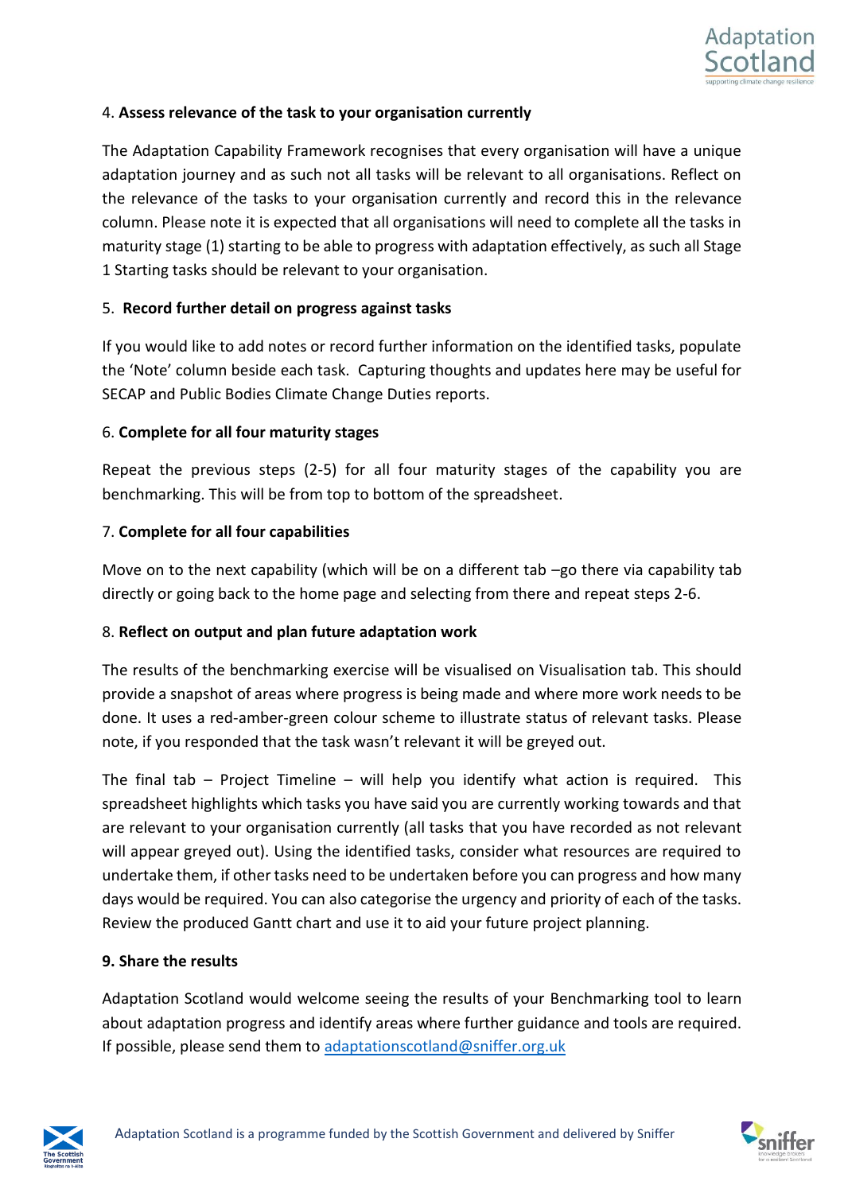4. **Assess relevance of the task to your organisation currently**

The Adaptation Capability Framework recognises that every organisation will have a unique adaptation journey and as such not all tasks will be relevant to all organisations. Reflect on the relevance of the tasks to your organisation currently and record this in the relevance column. Please note it is expected that all organisations will need to complete all the tasks in maturity stage (1) starting to be able to progress with adaptation effectively, as such all Stage 1 Starting tasks should be relevant to your organisation.

5. **Record further detail on progress against tasks**

If you would like to add notes or record further information on the identified tasks, populate the 'Note' column beside each task. Capturing thoughts and updates here may be useful for SECAP and Public Bodies Climate Change Duties reports.

6. **Complete for all four maturity stages**

Repeat the previous steps (2-5) for all four maturity stages of the capability you are benchmarking. This will be from top to bottom of the spreadsheet.

7. **Complete for all four capabilities**

Move on to the next capability (which will be on a different tab –go there via capability tab directly or going back to the home page and selecting from there and repeat steps 2-6.

8. **Reflect on output and plan future adaptation work**

The results of the benchmarking exercise will be visualised on Visualisation tab. This should provide a snapshot of areas where progress is being made and where more work needs to be done. It uses a red-amber-green colour scheme to illustrate status of relevant tasks. Please note, if you responded that the task wasn't relevant it will be greyed out.

The final tab – Project Timeline – will help you identify what action is required. This spreadsheet highlights which tasks you have said you are currently working towards and that are relevant to your organisation currently (all tasks that you have recorded as not relevant will appear greyed out). Using the identified tasks, consider what resources are required to undertake them, if other tasks need to be undertaken before you can progress and how many days would be required. You can also categorise the urgency and priority of each of the tasks. Review the produced Gantt chart and use it to aid your future project planning.

**9. Share the results**

Adaptation Scotland would welcome seeing the results of your Benchmarking tool to learn about adaptation progress and identify areas where further guidance and tools are required. If possible, please send them to adaptationscotland@sniffer.org.uk